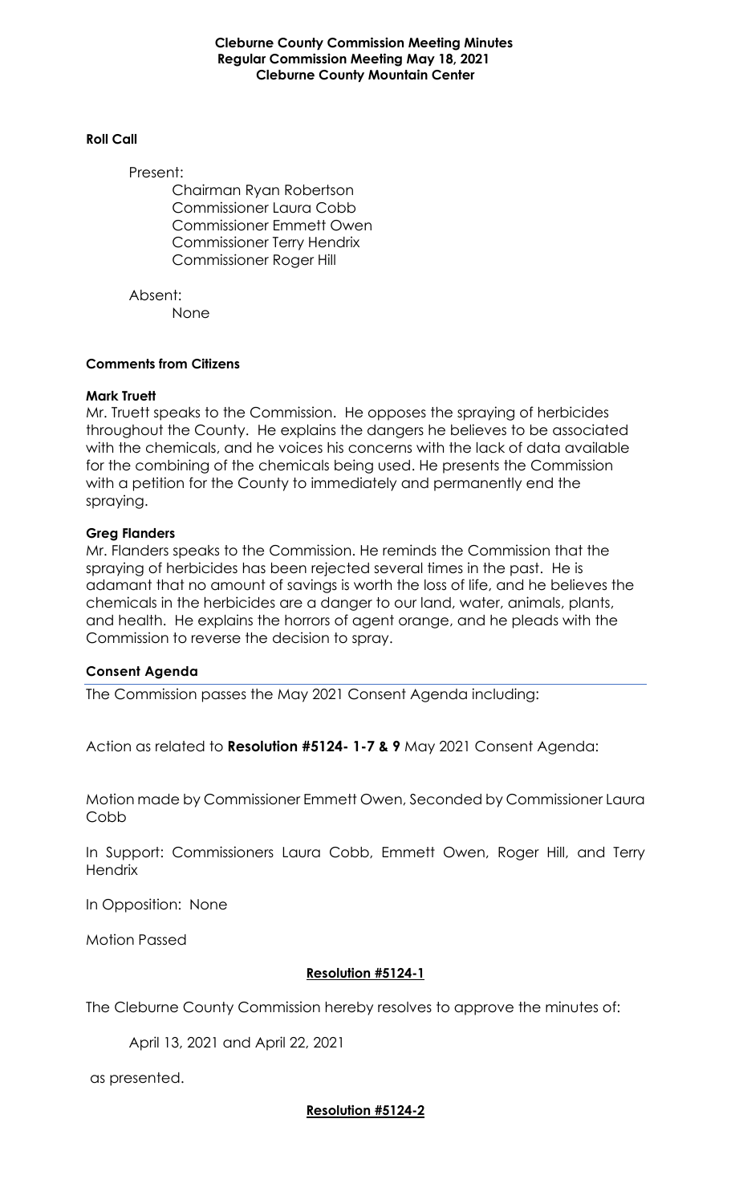**Cleburne County Commission Meeting Minutes**
**Regular Commission Meeting May 18, 2021**
**Cleburne County Mountain Center**

**Roll Call**

Present:

Chairman Ryan Robertson
Commissioner Laura Cobb
Commissioner Emmett Owen
Commissioner Terry Hendrix
Commissioner Roger Hill

Absent:

None

**Comments from Citizens**

**Mark Truett**

Mr. Truett speaks to the Commission. He opposes the spraying of herbicides throughout the County. He explains the dangers he believes to be associated with the chemicals, and he voices his concerns with the lack of data available for the combining of the chemicals being used. He presents the Commission with a petition for the County to immediately and permanently end the spraying.

**Greg Flanders**

Mr. Flanders speaks to the Commission. He reminds the Commission that the spraying of herbicides has been rejected several times in the past. He is adamant that no amount of savings is worth the loss of life, and he believes the chemicals in the herbicides are a danger to our land, water, animals, plants, and health. He explains the horrors of agent orange, and he pleads with the Commission to reverse the decision to spray.

**Consent Agenda**

The Commission passes the May 2021 Consent Agenda including:

Action as related to **Resolution #5124- 1-7 & 9** May 2021 Consent Agenda:

Motion made by Commissioner Emmett Owen, Seconded by Commissioner Laura Cobb

In Support: Commissioners Laura Cobb, Emmett Owen, Roger Hill, and Terry Hendrix

In Opposition: None

Motion Passed

**Resolution #5124-1**

The Cleburne County Commission hereby resolves to approve the minutes of:

April 13, 2021 and April 22, 2021

as presented.

**Resolution #5124-2**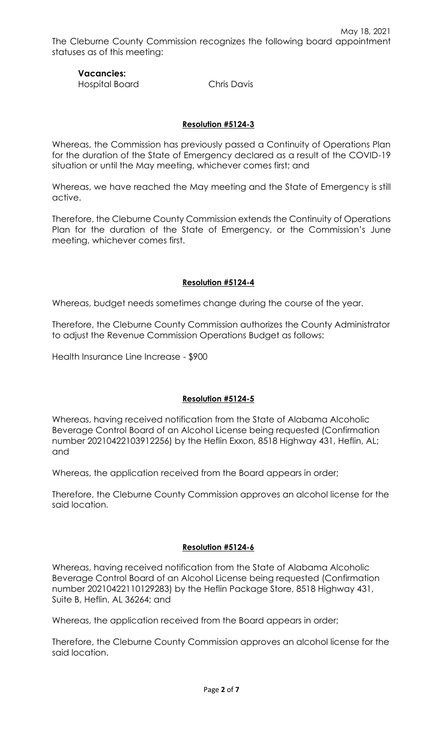May 18, 2021

The Cleburne County Commission recognizes the following board appointment statuses as of this meeting:

**Vacancies:**

Hospital Board    Chris Davis

**Resolution #5124-3**

Whereas, the Commission has previously passed a Continuity of Operations Plan for the duration of the State of Emergency declared as a result of the COVID-19 situation or until the May meeting, whichever comes first; and

Whereas, we have reached the May meeting and the State of Emergency is still active.

Therefore, the Cleburne County Commission extends the Continuity of Operations Plan for the duration of the State of Emergency, or the Commission's June meeting, whichever comes first.

**Resolution #5124-4**

Whereas, budget needs sometimes change during the course of the year.

Therefore, the Cleburne County Commission authorizes the County Administrator to adjust the Revenue Commission Operations Budget as follows:

Health Insurance Line Increase - $900

**Resolution #5124-5**

Whereas, having received notification from the State of Alabama Alcoholic Beverage Control Board of an Alcohol License being requested (Confirmation number 20210422103912256) by the Heflin Exxon, 8518 Highway 431, Heflin, AL; and

Whereas, the application received from the Board appears in order;

Therefore, the Cleburne County Commission approves an alcohol license for the said location.

**Resolution #5124-6**

Whereas, having received notification from the State of Alabama Alcoholic Beverage Control Board of an Alcohol License being requested (Confirmation number 20210422110129283) by the Heflin Package Store, 8518 Highway 431, Suite B, Heflin, AL 36264; and

Whereas, the application received from the Board appears in order;

Therefore, the Cleburne County Commission approves an alcohol license for the said location.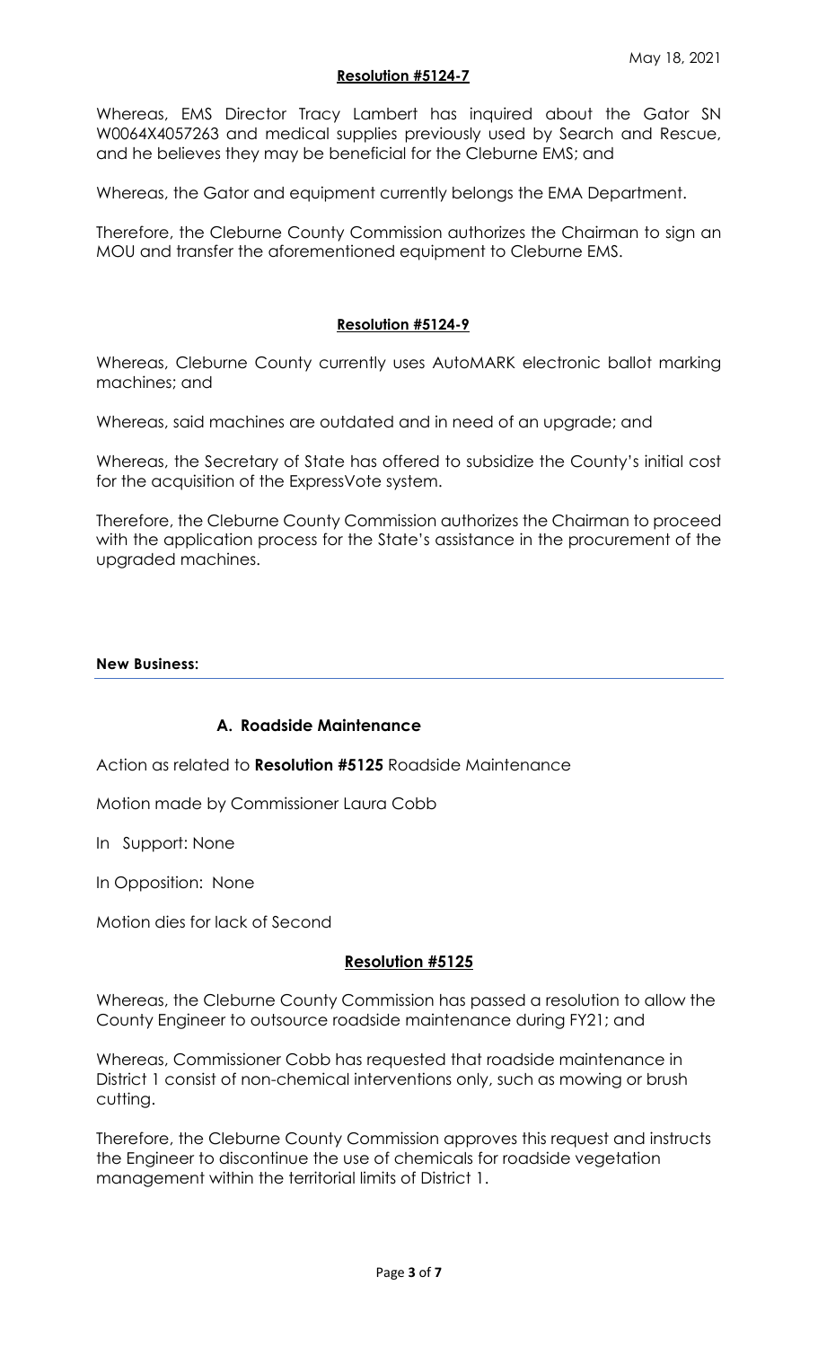May 18, 2021

**Resolution #5124-7**

Whereas, EMS Director Tracy Lambert has inquired about the Gator SN W0064X4057263 and medical supplies previously used by Search and Rescue, and he believes they may be beneficial for the Cleburne EMS; and

Whereas, the Gator and equipment currently belongs the EMA Department.

Therefore, the Cleburne County Commission authorizes the Chairman to sign an MOU and transfer the aforementioned equipment to Cleburne EMS.

**Resolution #5124-9**

Whereas, Cleburne County currently uses AutoMARK electronic ballot marking machines; and

Whereas, said machines are outdated and in need of an upgrade; and

Whereas, the Secretary of State has offered to subsidize the County's initial cost for the acquisition of the ExpressVote system.

Therefore, the Cleburne County Commission authorizes the Chairman to proceed with the application process for the State's assistance in the procurement of the upgraded machines.

**New Business:**

**A. Roadside Maintenance**

Action as related to **Resolution #5125** Roadside Maintenance

Motion made by Commissioner Laura Cobb

In Support: None

In Opposition: None

Motion dies for lack of Second

**Resolution #5125**

Whereas, the Cleburne County Commission has passed a resolution to allow the County Engineer to outsource roadside maintenance during FY21; and

Whereas, Commissioner Cobb has requested that roadside maintenance in District 1 consist of non-chemical interventions only, such as mowing or brush cutting.

Therefore, the Cleburne County Commission approves this request and instructs the Engineer to discontinue the use of chemicals for roadside vegetation management within the territorial limits of District 1.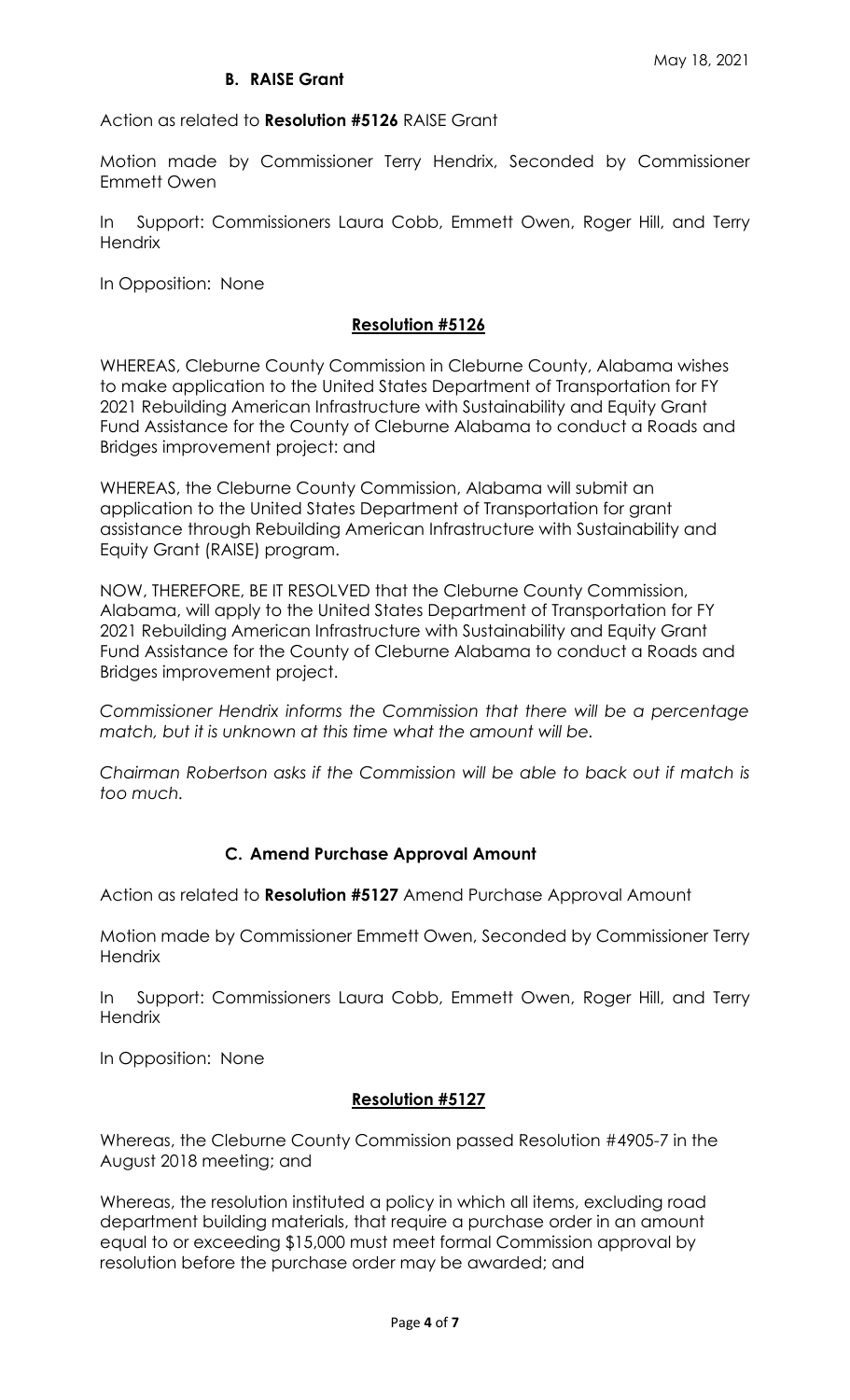May 18, 2021

### B. RAISE Grant

Action as related to **Resolution #5126** RAISE Grant

Motion made by Commissioner Terry Hendrix, Seconded by Commissioner Emmett Owen

In Support: Commissioners Laura Cobb, Emmett Owen, Roger Hill, and Terry Hendrix

In Opposition: None

**Resolution #5126**

WHEREAS, Cleburne County Commission in Cleburne County, Alabama wishes to make application to the United States Department of Transportation for FY 2021 Rebuilding American Infrastructure with Sustainability and Equity Grant Fund Assistance for the County of Cleburne Alabama to conduct a Roads and Bridges improvement project: and

WHEREAS, the Cleburne County Commission, Alabama will submit an application to the United States Department of Transportation for grant assistance through Rebuilding American Infrastructure with Sustainability and Equity Grant (RAISE) program.

NOW, THEREFORE, BE IT RESOLVED that the Cleburne County Commission, Alabama, will apply to the United States Department of Transportation for FY 2021 Rebuilding American Infrastructure with Sustainability and Equity Grant Fund Assistance for the County of Cleburne Alabama to conduct a Roads and Bridges improvement project.

*Commissioner Hendrix informs the Commission that there will be a percentage match, but it is unknown at this time what the amount will be.*

*Chairman Robertson asks if the Commission will be able to back out if match is too much.*

### C. Amend Purchase Approval Amount

Action as related to **Resolution #5127** Amend Purchase Approval Amount

Motion made by Commissioner Emmett Owen, Seconded by Commissioner Terry Hendrix

In Support: Commissioners Laura Cobb, Emmett Owen, Roger Hill, and Terry Hendrix

In Opposition: None

**Resolution #5127**

Whereas, the Cleburne County Commission passed Resolution #4905-7 in the August 2018 meeting; and

Whereas, the resolution instituted a policy in which all items, excluding road department building materials, that require a purchase order in an amount equal to or exceeding $15,000 must meet formal Commission approval by resolution before the purchase order may be awarded; and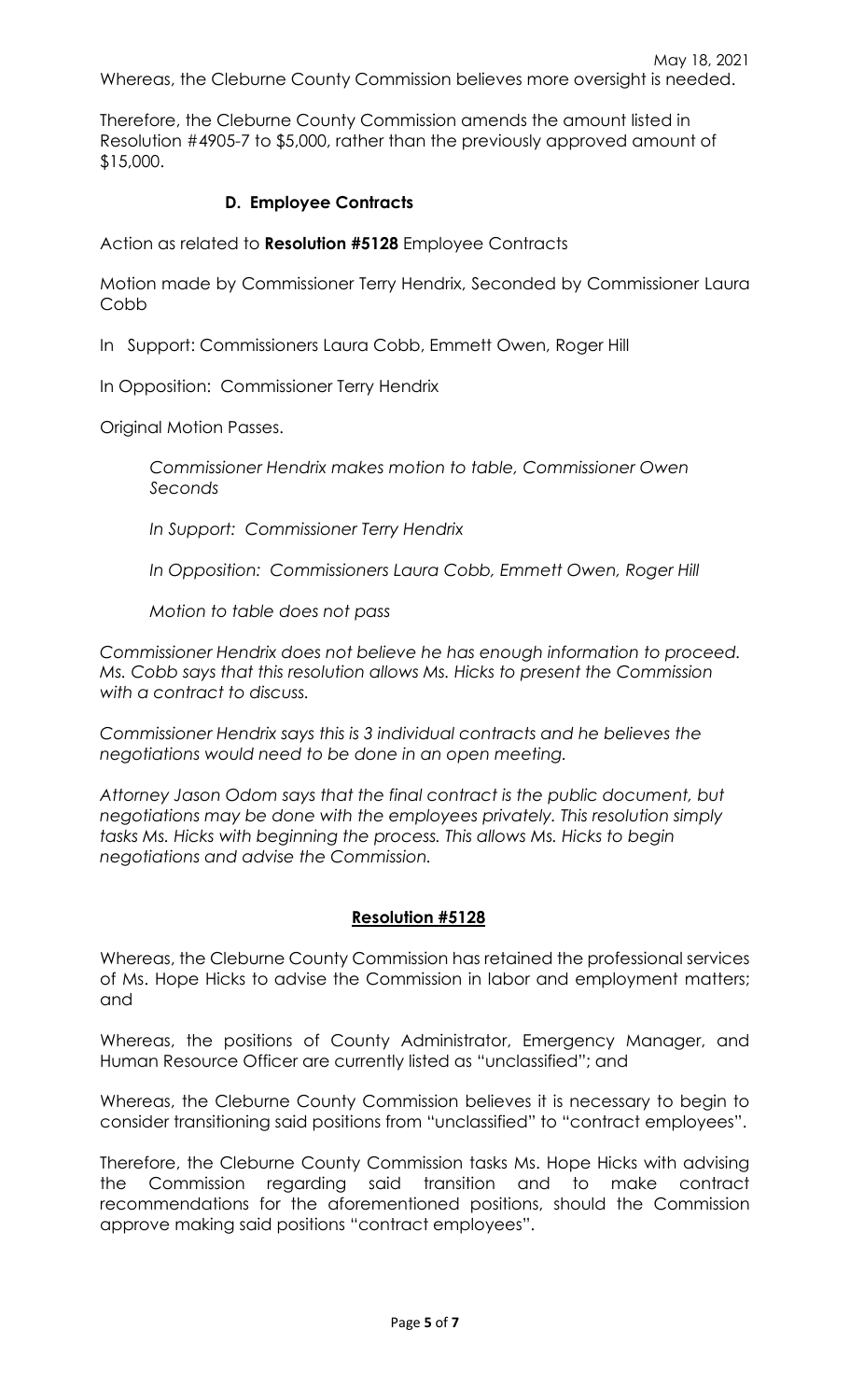Whereas, the Cleburne County Commission believes more oversight is needed.

Therefore, the Cleburne County Commission amends the amount listed in Resolution #4905-7 to $5,000, rather than the previously approved amount of $15,000.

### D. Employee Contracts

Action as related to **Resolution #5128** Employee Contracts

Motion made by Commissioner Terry Hendrix, Seconded by Commissioner Laura Cobb

In Support: Commissioners Laura Cobb, Emmett Owen, Roger Hill

In Opposition: Commissioner Terry Hendrix

Original Motion Passes.

> *Commissioner Hendrix makes motion to table, Commissioner Owen Seconds*
>
> *In Support: Commissioner Terry Hendrix*
>
> *In Opposition: Commissioners Laura Cobb, Emmett Owen, Roger Hill*
>
> *Motion to table does not pass*

*Commissioner Hendrix does not believe he has enough information to proceed. Ms. Cobb says that this resolution allows Ms. Hicks to present the Commission with a contract to discuss.*

*Commissioner Hendrix says this is 3 individual contracts and he believes the negotiations would need to be done in an open meeting.*

*Attorney Jason Odom says that the final contract is the public document, but negotiations may be done with the employees privately. This resolution simply tasks Ms. Hicks with beginning the process. This allows Ms. Hicks to begin negotiations and advise the Commission.*

**Resolution #5128**

Whereas, the Cleburne County Commission has retained the professional services of Ms. Hope Hicks to advise the Commission in labor and employment matters; and

Whereas, the positions of County Administrator, Emergency Manager, and Human Resource Officer are currently listed as "unclassified"; and

Whereas, the Cleburne County Commission believes it is necessary to begin to consider transitioning said positions from "unclassified" to "contract employees".

Therefore, the Cleburne County Commission tasks Ms. Hope Hicks with advising the Commission regarding said transition and to make contract recommendations for the aforementioned positions, should the Commission approve making said positions "contract employees".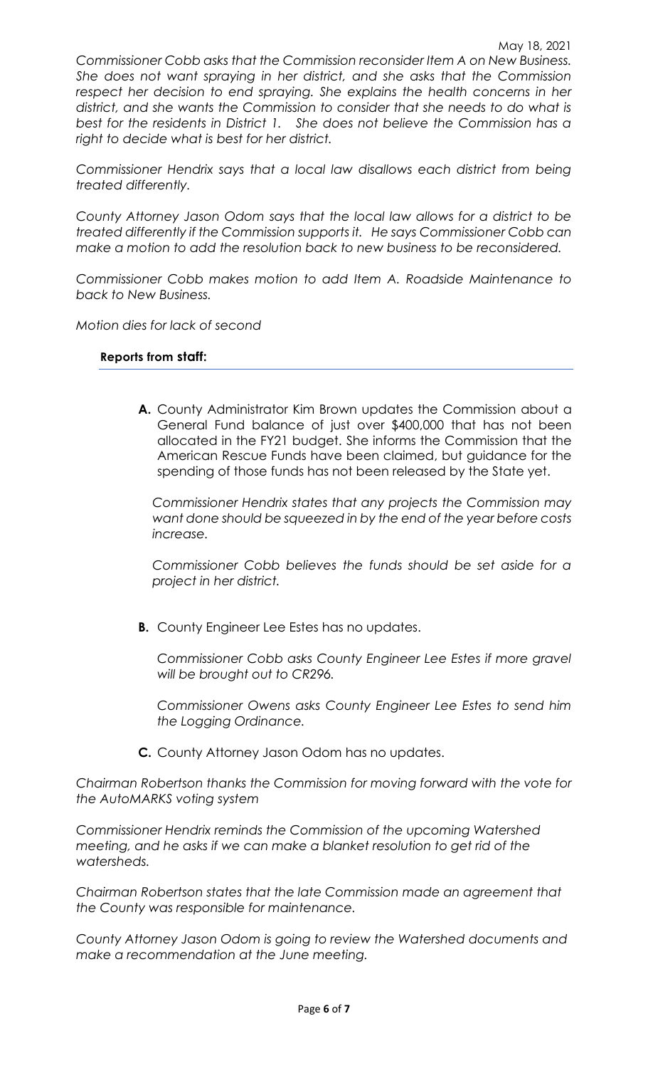*Commissioner Cobb asks that the Commission reconsider Item A on New Business. She does not want spraying in her district, and she asks that the Commission respect her decision to end spraying. She explains the health concerns in her district, and she wants the Commission to consider that she needs to do what is best for the residents in District 1. She does not believe the Commission has a right to decide what is best for her district.*

*Commissioner Hendrix says that a local law disallows each district from being treated differently.*

*County Attorney Jason Odom says that the local law allows for a district to be treated differently if the Commission supports it. He says Commissioner Cobb can make a motion to add the resolution back to new business to be reconsidered.*

*Commissioner Cobb makes motion to add Item A. Roadside Maintenance to back to New Business.*

*Motion dies for lack of second*

**Reports from staff:**

**A.** County Administrator Kim Brown updates the Commission about a General Fund balance of just over $400,000 that has not been allocated in the FY21 budget. She informs the Commission that the American Rescue Funds have been claimed, but guidance for the spending of those funds has not been released by the State yet.

*Commissioner Hendrix states that any projects the Commission may want done should be squeezed in by the end of the year before costs increase.*

*Commissioner Cobb believes the funds should be set aside for a project in her district.*

**B.** County Engineer Lee Estes has no updates.

*Commissioner Cobb asks County Engineer Lee Estes if more gravel will be brought out to CR296.*

*Commissioner Owens asks County Engineer Lee Estes to send him the Logging Ordinance.*

**C.** County Attorney Jason Odom has no updates.

*Chairman Robertson thanks the Commission for moving forward with the vote for the AutoMARKS voting system*

*Commissioner Hendrix reminds the Commission of the upcoming Watershed meeting, and he asks if we can make a blanket resolution to get rid of the watersheds.*

*Chairman Robertson states that the late Commission made an agreement that the County was responsible for maintenance.*

*County Attorney Jason Odom is going to review the Watershed documents and make a recommendation at the June meeting.*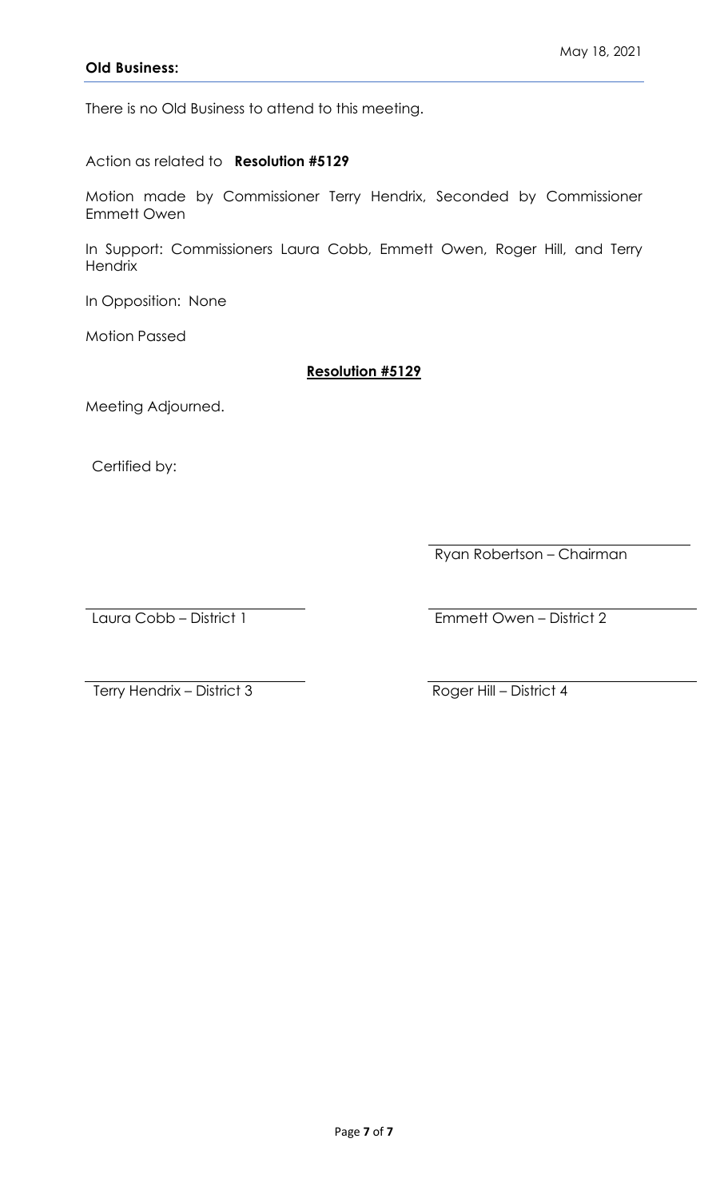**Old Business:**

May 18, 2021

There is no Old Business to attend to this meeting.

Action as related to **Resolution #5129**

Motion made by Commissioner Terry Hendrix, Seconded by Commissioner Emmett Owen

In Support: Commissioners Laura Cobb, Emmett Owen, Roger Hill, and Terry Hendrix

In Opposition: None

Motion Passed

**Resolution #5129**

Meeting Adjourned.

Certified by:

Ryan Robertson – Chairman

Laura Cobb – District 1

Emmett Owen – District 2

Terry Hendrix – District 3

Roger Hill – District 4